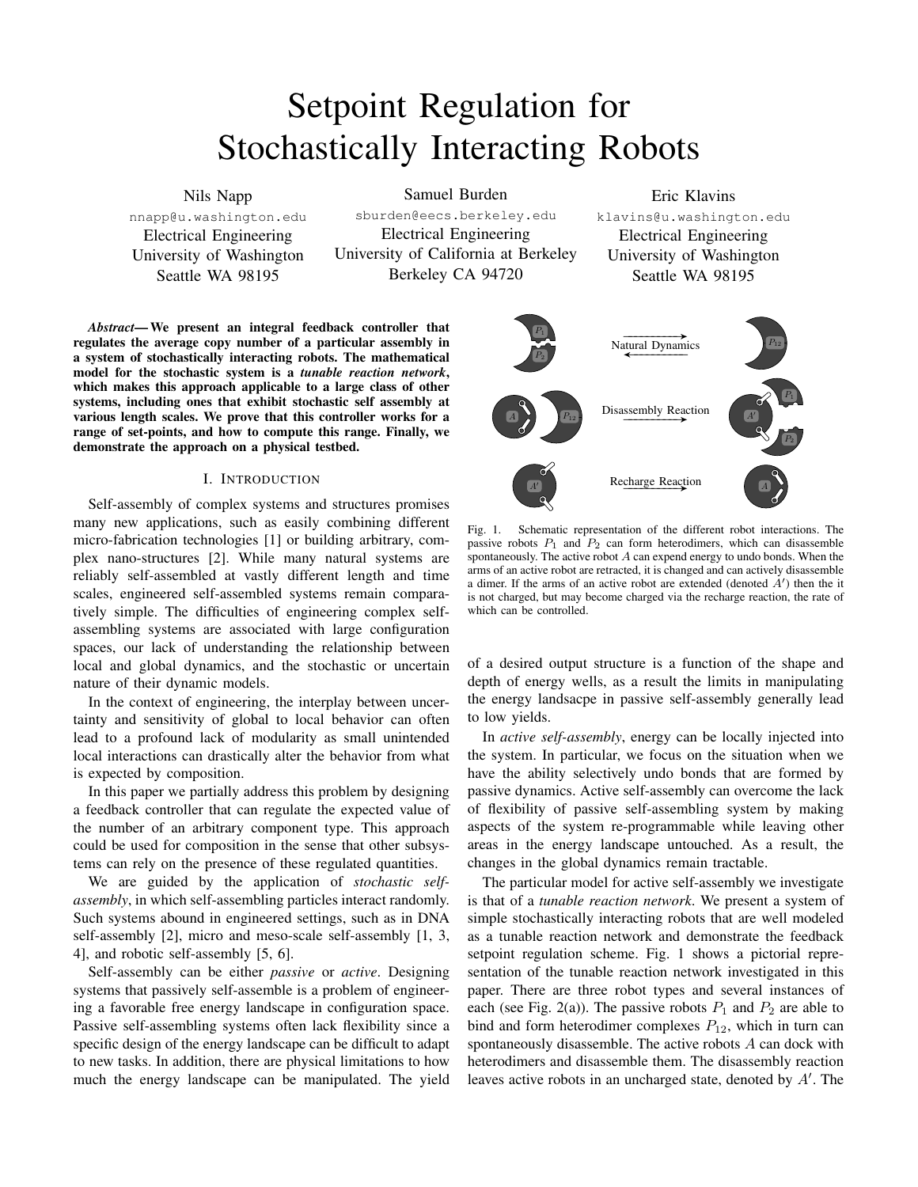# Setpoint Regulation for Stochastically Interacting Robots

Nils Napp
nnapp@u.washington.edu
Electrical Engineering
University of Washington
Seattle WA 98195

Samuel Burden
sburden@eecs.berkeley.edu
Electrical Engineering
University of California at Berkeley
Berkeley CA 94720

Eric Klavins
klavins@u.washington.edu
Electrical Engineering
University of Washington
Seattle WA 98195

***Abstract*— We present an integral feedback controller that regulates the average copy number of a particular assembly in a system of stochastically interacting robots. The mathematical model for the stochastic system is a *tunable reaction network*, which makes this approach applicable to a large class of other systems, including ones that exhibit stochastic self assembly at various length scales. We prove that this controller works for a range of set-points, and how to compute this range. Finally, we demonstrate the approach on a physical testbed.**

## I. Introduction

Self-assembly of complex systems and structures promises many new applications, such as easily combining different micro-fabrication technologies [1] or building arbitrary, complex nano-structures [2]. While many natural systems are reliably self-assembled at vastly different length and time scales, engineered self-assembled systems remain comparatively simple. The difficulties of engineering complex self-assembling systems are associated with large configuration spaces, our lack of understanding the relationship between local and global dynamics, and the stochastic or uncertain nature of their dynamic models.

In the context of engineering, the interplay between uncertainty and sensitivity of global to local behavior can often lead to a profound lack of modularity as small unintended local interactions can drastically alter the behavior from what is expected by composition.

In this paper we partially address this problem by designing a feedback controller that can regulate the expected value of the number of an arbitrary component type. This approach could be used for composition in the sense that other subsystems can rely on the presence of these regulated quantities.

We are guided by the application of *stochastic self-assembly*, in which self-assembling particles interact randomly. Such systems abound in engineered settings, such as in DNA self-assembly [2], micro and meso-scale self-assembly [1, 3, 4], and robotic self-assembly [5, 6].

Self-assembly can be either *passive* or *active*. Designing systems that passively self-assemble is a problem of engineering a favorable free energy landscape in configuration space. Passive self-assembling systems often lack flexibility since a specific design of the energy landscape can be difficult to adapt to new tasks. In addition, there are physical limitations to how much the energy landscape can be manipulated. The yield of a desired output structure is a function of the shape and depth of energy wells, as a result the limits in manipulating the energy landsacpe in passive self-assembly generally lead to low yields.

Fig. 1. Schematic representation of the different robot interactions. The passive robots $P_1$ and $P_2$ can form heterodimers, which can disassemble spontaneously. The active robot $A$ can expend energy to undo bonds. When the arms of an active robot are retracted, it is changed and can actively disassemble a dimer. If the arms of an active robot are extended (denoted $A'$) then the it is not charged, but may become charged via the recharge reaction, the rate of which can be controlled.

In *active self-assembly*, energy can be locally injected into the system. In particular, we focus on the situation when we have the ability selectively undo bonds that are formed by passive dynamics. Active self-assembly can overcome the lack of flexibility of passive self-assembling system by making aspects of the system re-programmable while leaving other areas in the energy landscape untouched. As a result, the changes in the global dynamics remain tractable.

The particular model for active self-assembly we investigate is that of a *tunable reaction network*. We present a system of simple stochastically interacting robots that are well modeled as a tunable reaction network and demonstrate the feedback setpoint regulation scheme. Fig. 1 shows a pictorial representation of the tunable reaction network investigated in this paper. There are three robot types and several instances of each (see Fig. 2(a)). The passive robots $P_1$ and $P_2$ are able to bind and form heterodimer complexes $P_{12}$, which in turn can spontaneously disassemble. The active robots $A$ can dock with heterodimers and disassemble them. The disassembly reaction leaves active robots in an uncharged state, denoted by $A'$. The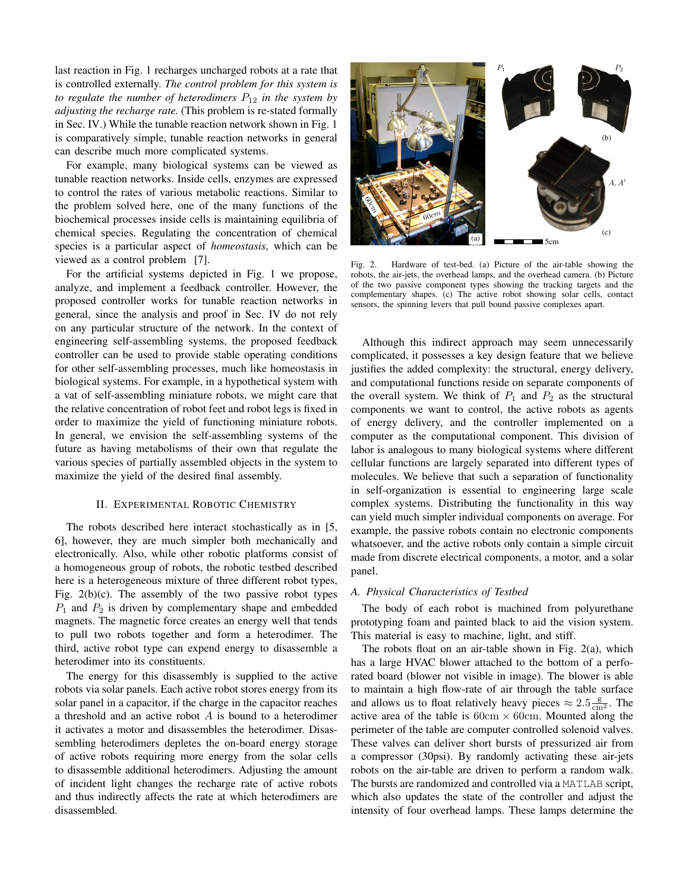last reaction in Fig. 1 recharges uncharged robots at a rate that is controlled externally. *The control problem for this system is to regulate the number of heterodimers $P_{12}$ in the system by adjusting the recharge rate.* (This problem is re-stated formally in Sec. IV.) While the tunable reaction network shown in Fig. 1 is comparatively simple, tunable reaction networks in general can describe much more complicated systems.

For example, many biological systems can be viewed as tunable reaction networks. Inside cells, enzymes are expressed to control the rates of various metabolic reactions. Similar to the problem solved here, one of the many functions of the biochemical processes inside cells is maintaining equilibria of chemical species. Regulating the concentration of chemical species is a particular aspect of *homeostasis*, which can be viewed as a control problem [7].

For the artificial systems depicted in Fig. 1 we propose, analyze, and implement a feedback controller. However, the proposed controller works for tunable reaction networks in general, since the analysis and proof in Sec. IV do not rely on any particular structure of the network. In the context of engineering self-assembling systems, the proposed feedback controller can be used to provide stable operating conditions for other self-assembling processes, much like homeostasis in biological systems. For example, in a hypothetical system with a vat of self-assembling miniature robots, we might care that the relative concentration of robot feet and robot legs is fixed in order to maximize the yield of functioning miniature robots. In general, we envision the self-assembling systems of the future as having metabolisms of their own that regulate the various species of partially assembled objects in the system to maximize the yield of the desired final assembly.

## II. Experimental Robotic Chemistry

The robots described here interact stochastically as in [5, 6], however, they are much simpler both mechanically and electronically. Also, while other robotic platforms consist of a homogeneous group of robots, the robotic testbed described here is a heterogeneous mixture of three different robot types, Fig. 2(b)(c). The assembly of the two passive robot types $P_1$ and $P_2$ is driven by complementary shape and embedded magnets. The magnetic force creates an energy well that tends to pull two robots together and form a heterodimer. The third, active robot type can expend energy to disassemble a heterodimer into its constituents.

The energy for this disassembly is supplied to the active robots via solar panels. Each active robot stores energy from its solar panel in a capacitor, if the charge in the capacitor reaches a threshold and an active robot $A$ is bound to a heterodimer it activates a motor and disassembles the heterodimer. Disassembling heterodimers depletes the on-board energy storage of active robots requiring more energy from the solar cells to disassemble additional heterodimers. Adjusting the amount of incident light changes the recharge rate of active robots and thus indirectly affects the rate at which heterodimers are disassembled.

Fig. 2. Hardware of test-bed. (a) Picture of the air-table showing the robots, the air-jets, the overhead lamps, and the overhead camera. (b) Picture of the two passive component types showing the tracking targets and the complementary shapes. (c) The active robot showing solar cells, contact sensors, the spinning levers that pull bound passive complexes apart.

Although this indirect approach may seem unnecessarily complicated, it possesses a key design feature that we believe justifies the added complexity: the structural, energy delivery, and computational functions reside on separate components of the overall system. We think of $P_1$ and $P_2$ as the structural components we want to control, the active robots as agents of energy delivery, and the controller implemented on a computer as the computational component. This division of labor is analogous to many biological systems where different cellular functions are largely separated into different types of molecules. We believe that such a separation of functionality in self-organization is essential to engineering large scale complex systems. Distributing the functionality in this way can yield much simpler individual components on average. For example, the passive robots contain no electronic components whatsoever, and the active robots only contain a simple circuit made from discrete electrical components, a motor, and a solar panel.

### A. Physical Characteristics of Testbed

The body of each robot is machined from polyurethane prototyping foam and painted black to aid the vision system. This material is easy to machine, light, and stiff.

The robots float on an air-table shown in Fig. 2(a), which has a large HVAC blower attached to the bottom of a perforated board (blower not visible in image). The blower is able to maintain a high flow-rate of air through the table surface and allows us to float relatively heavy pieces $\approx 2.5 \frac{\text{g}}{\text{cm}^2}$. The active area of the table is $60\text{cm} \times 60\text{cm}$. Mounted along the perimeter of the table are computer controlled solenoid valves. These valves can deliver short bursts of pressurized air from a compressor (30psi). By randomly activating these air-jets robots on the air-table are driven to perform a random walk. The bursts are randomized and controlled via a MATLAB script, which also updates the state of the controller and adjust the intensity of four overhead lamps. These lamps determine the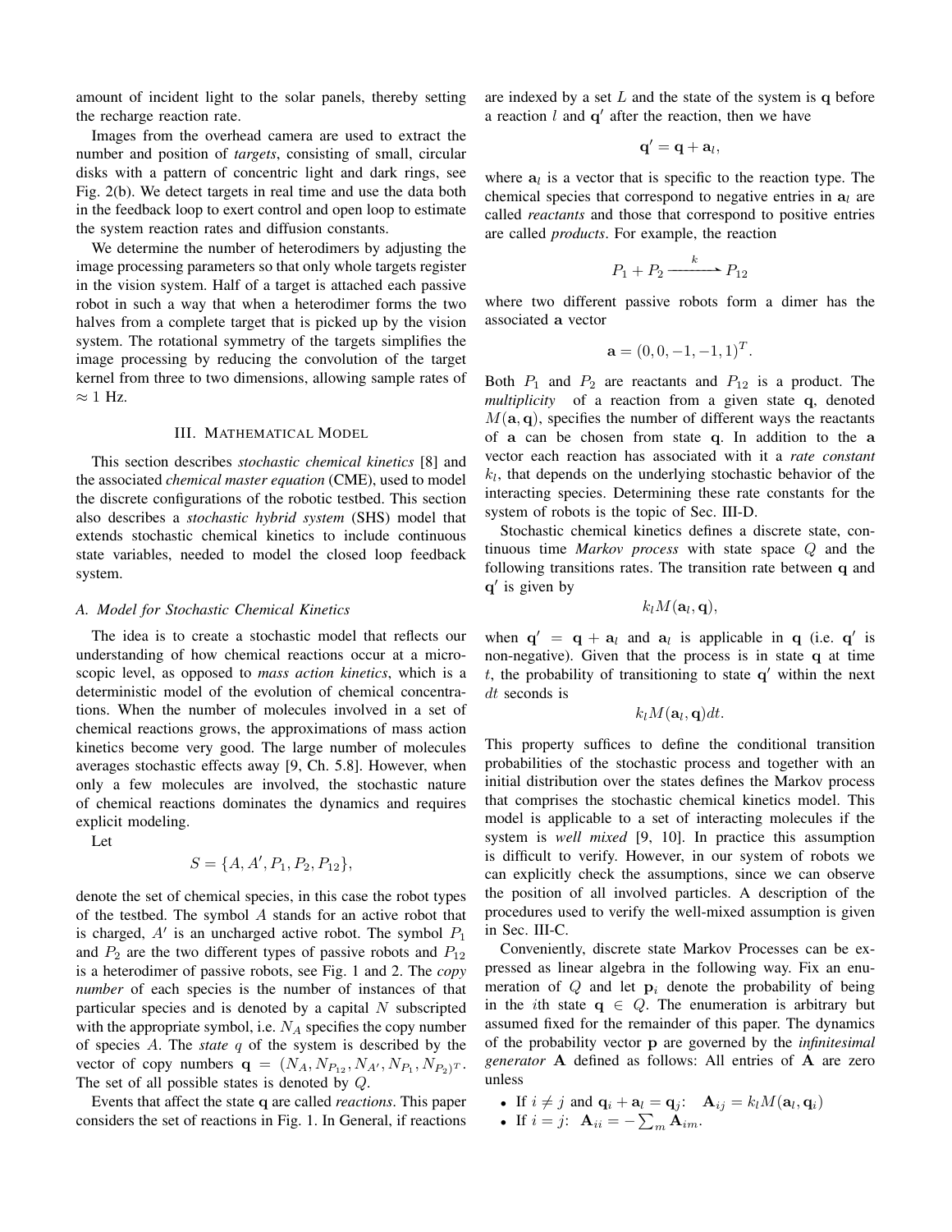amount of incident light to the solar panels, thereby setting the recharge reaction rate.

Images from the overhead camera are used to extract the number and position of *targets*, consisting of small, circular disks with a pattern of concentric light and dark rings, see Fig. 2(b). We detect targets in real time and use the data both in the feedback loop to exert control and open loop to estimate the system reaction rates and diffusion constants.

We determine the number of heterodimers by adjusting the image processing parameters so that only whole targets register in the vision system. Half of a target is attached each passive robot in such a way that when a heterodimer forms the two halves from a complete target that is picked up by the vision system. The rotational symmetry of the targets simplifies the image processing by reducing the convolution of the target kernel from three to two dimensions, allowing sample rates of $\approx 1$ Hz.

## III. Mathematical Model

This section describes *stochastic chemical kinetics* [8] and the associated *chemical master equation* (CME), used to model the discrete configurations of the robotic testbed. This section also describes a *stochastic hybrid system* (SHS) model that extends stochastic chemical kinetics to include continuous state variables, needed to model the closed loop feedback system.

### A. Model for Stochastic Chemical Kinetics

The idea is to create a stochastic model that reflects our understanding of how chemical reactions occur at a microscopic level, as opposed to *mass action kinetics*, which is a deterministic model of the evolution of chemical concentrations. When the number of molecules involved in a set of chemical reactions grows, the approximations of mass action kinetics become very good. The large number of molecules averages stochastic effects away [9, Ch. 5.8]. However, when only a few molecules are involved, the stochastic nature of chemical reactions dominates the dynamics and requires explicit modeling.

Let

$$S = \{A, A', P_1, P_2, P_{12}\},$$

denote the set of chemical species, in this case the robot types of the testbed. The symbol $A$ stands for an active robot that is charged, $A'$ is an uncharged active robot. The symbol $P_1$ and $P_2$ are the two different types of passive robots and $P_{12}$ is a heterodimer of passive robots, see Fig. 1 and 2. The *copy number* of each species is the number of instances of that particular species and is denoted by a capital $N$ subscripted with the appropriate symbol, i.e. $N_A$ specifies the copy number of species $A$. The *state* $q$ of the system is described by the vector of copy numbers $\mathbf{q} = (N_A, N_{P_{12}}, N_{A'}, N_{P_1}, N_{P_2})^T$. The set of all possible states is denoted by $Q$.

Events that affect the state $\mathbf{q}$ are called *reactions*. This paper considers the set of reactions in Fig. 1. In General, if reactions are indexed by a set $L$ and the state of the system is $\mathbf{q}$ before a reaction $l$ and $\mathbf{q}'$ after the reaction, then we have

$$\mathbf{q}' = \mathbf{q} + \mathbf{a}_l,$$

where $\mathbf{a}_l$ is a vector that is specific to the reaction type. The chemical species that correspond to negative entries in $\mathbf{a}_l$ are called *reactants* and those that correspond to positive entries are called *products*. For example, the reaction

$$P_1 + P_2 \xrightarrow{k} P_{12}$$

where two different passive robots form a dimer has the associated $\mathbf{a}$ vector

$$\mathbf{a} = (0, 0, -1, -1, 1)^T.$$

Both $P_1$ and $P_2$ are reactants and $P_{12}$ is a product. The *multiplicity* of a reaction from a given state $\mathbf{q}$, denoted $M(\mathbf{a}, \mathbf{q})$, specifies the number of different ways the reactants of $\mathbf{a}$ can be chosen from state $\mathbf{q}$. In addition to the $\mathbf{a}$ vector each reaction has associated with it a *rate constant* $k_l$, that depends on the underlying stochastic behavior of the interacting species. Determining these rate constants for the system of robots is the topic of Sec. III-D.

Stochastic chemical kinetics defines a discrete state, continuous time *Markov process* with state space $Q$ and the following transitions rates. The transition rate between $\mathbf{q}$ and $\mathbf{q}'$ is given by

$$k_l M(\mathbf{a}_l, \mathbf{q}),$$

when $\mathbf{q}' = \mathbf{q} + \mathbf{a}_l$ and $\mathbf{a}_l$ is applicable in $\mathbf{q}$ (i.e. $\mathbf{q}'$ is non-negative). Given that the process is in state $\mathbf{q}$ at time $t$, the probability of transitioning to state $\mathbf{q}'$ within the next $dt$ seconds is

$$k_l M(\mathbf{a}_l, \mathbf{q}) dt.$$

This property suffices to define the conditional transition probabilities of the stochastic process and together with an initial distribution over the states defines the Markov process that comprises the stochastic chemical kinetics model. This model is applicable to a set of interacting molecules if the system is *well mixed* [9, 10]. In practice this assumption is difficult to verify. However, in our system of robots we can explicitly check the assumptions, since we can observe the position of all involved particles. A description of the procedures used to verify the well-mixed assumption is given in Sec. III-C.

Conveniently, discrete state Markov Processes can be expressed as linear algebra in the following way. Fix an enumeration of $Q$ and let $\mathbf{p}_i$ denote the probability of being in the $i$th state $\mathbf{q} \in Q$. The enumeration is arbitrary but assumed fixed for the remainder of this paper. The dynamics of the probability vector $\mathbf{p}$ are governed by the *infinitesimal generator* $\mathbf{A}$ defined as follows: All entries of $\mathbf{A}$ are zero unless

- If $i \neq j$ and $\mathbf{q}_i + \mathbf{a}_l = \mathbf{q}_j$: $\quad \mathbf{A}_{ij} = k_l M(\mathbf{a}_l, \mathbf{q}_i)$
- If $i = j$: $\;\mathbf{A}_{ii} = -\sum_m \mathbf{A}_{im}$.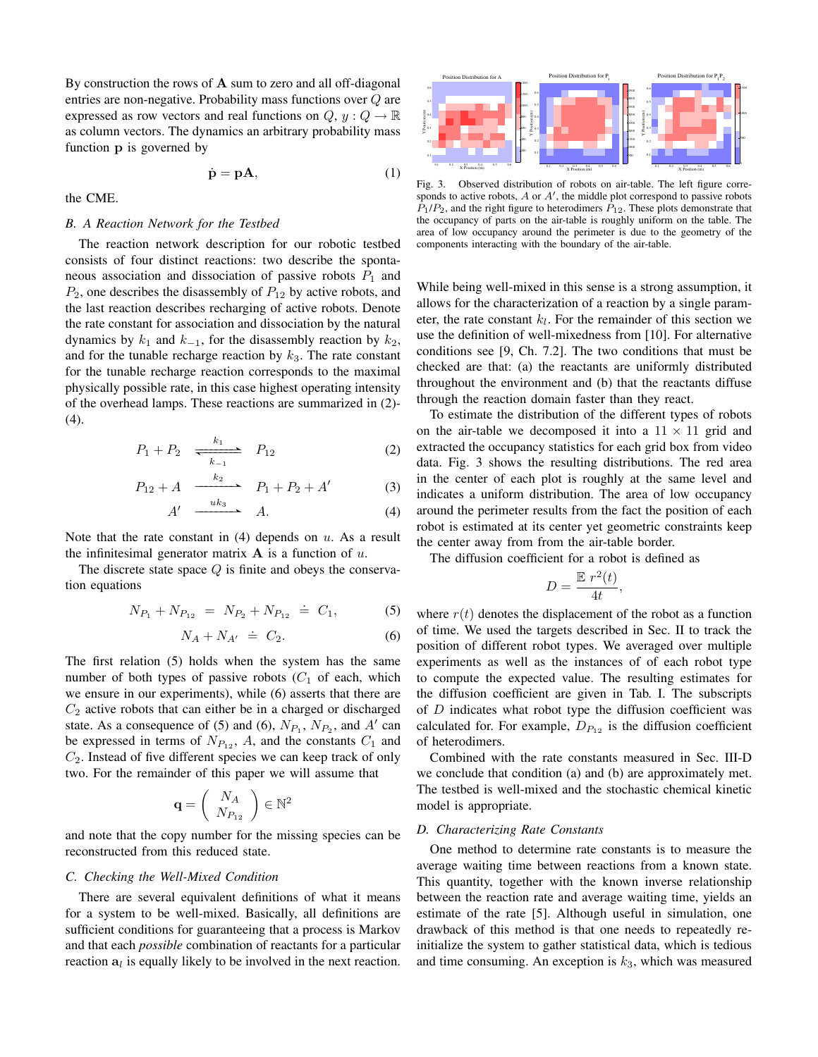By construction the rows of $\mathbf{A}$ sum to zero and all off-diagonal entries are non-negative. Probability mass functions over $Q$ are expressed as row vectors and real functions on $Q$, $y : Q \to \mathbb{R}$ as column vectors. The dynamics an arbitrary probability mass function $\mathbf{p}$ is governed by

$$\dot{\mathbf{p}} = \mathbf{p}\mathbf{A}, \tag{1}$$

the CME.

### B. A Reaction Network for the Testbed

The reaction network description for our robotic testbed consists of four distinct reactions: two describe the spontaneous association and dissociation of passive robots $P_1$ and $P_2$, one describes the disassembly of $P_{12}$ by active robots, and the last reaction describes recharging of active robots. Denote the rate constant for association and dissociation by the natural dynamics by $k_1$ and $k_{-1}$, for the disassembly reaction by $k_2$, and for the tunable recharge reaction by $k_3$. The rate constant for the tunable recharge reaction corresponds to the maximal physically possible rate, in this case highest operating intensity of the overhead lamps. These reactions are summarized in (2)-(4).

$$P_1 + P_2 \underset{k_{-1}}{\overset{k_1}{\rightleftharpoons}} P_{12} \tag{2}$$

$$P_{12} + A \xrightarrow{k_2} P_1 + P_2 + A' \tag{3}$$

$$A' \xrightarrow{uk_3} A. \tag{4}$$

Note that the rate constant in (4) depends on $u$. As a result the infinitesimal generator matrix $\mathbf{A}$ is a function of $u$.

The discrete state space $Q$ is finite and obeys the conservation equations

$$N_{P_1} + N_{P_{12}} = N_{P_2} + N_{P_{12}} \doteq C_1, \tag{5}$$

$$N_A + N_{A'} \doteq C_2. \tag{6}$$

The first relation (5) holds when the system has the same number of both types of passive robots ($C_1$ of each, which we ensure in our experiments), while (6) asserts that there are $C_2$ active robots that can either be in a charged or discharged state. As a consequence of (5) and (6), $N_{P_1}$, $N_{P_2}$, and $A'$ can be expressed in terms of $N_{P_{12}}$, $A$, and the constants $C_1$ and $C_2$. Instead of five different species we can keep track of only two. For the remainder of this paper we will assume that

$$\mathbf{q} = \begin{pmatrix} N_A \\ N_{P_{12}} \end{pmatrix} \in \mathbb{N}^2$$

and note that the copy number for the missing species can be reconstructed from this reduced state.

### C. Checking the Well-Mixed Condition

There are several equivalent definitions of what it means for a system to be well-mixed. Basically, all definitions are sufficient conditions for guaranteeing that a process is Markov and that each *possible* combination of reactants for a particular reaction $\mathbf{a}_l$ is equally likely to be involved in the next reaction.

Position Distribution for A

Position Distribution for P1

Position Distribution for P1P2

X Position (m)

Y Position (m)

Fig. 3. Observed distribution of robots on air-table. The left figure corresponds to active robots, $A$ or $A'$, the middle plot correspond to passive robots $P_1$/$P_2$, and the right figure to heterodimers $P_{12}$. These plots demonstrate that the occupancy of parts on the air-table is roughly uniform on the table. The area of low occupancy around the perimeter is due to the geometry of the components interacting with the boundary of the air-table.

While being well-mixed in this sense is a strong assumption, it allows for the characterization of a reaction by a single parameter, the rate constant $k_l$. For the remainder of this section we use the definition of well-mixedness from [10]. For alternative conditions see [9, Ch. 7.2]. The two conditions that must be checked are that: (a) the reactants are uniformly distributed throughout the environment and (b) that the reactants diffuse through the reaction domain faster than they react.

To estimate the distribution of the different types of robots on the air-table we decomposed it into a $11 \times 11$ grid and extracted the occupancy statistics for each grid box from video data. Fig. 3 shows the resulting distributions. The red area in the center of each plot is roughly at the same level and indicates a uniform distribution. The area of low occupancy around the perimeter results from the fact the position of each robot is estimated at its center yet geometric constraints keep the center away from from the air-table border.

The diffusion coefficient for a robot is defined as

$$D = \frac{\mathbb{E}\ r^2(t)}{4t},$$

where $r(t)$ denotes the displacement of the robot as a function of time. We used the targets described in Sec. II to track the position of different robot types. We averaged over multiple experiments as well as the instances of of each robot type to compute the expected value. The resulting estimates for the diffusion coefficient are given in Tab. I. The subscripts of $D$ indicates what robot type the diffusion coefficient was calculated for. For example, $D_{P_{12}}$ is the diffusion coefficient of heterodimers.

Combined with the rate constants measured in Sec. III-D we conclude that condition (a) and (b) are approximately met. The testbed is well-mixed and the stochastic chemical kinetic model is appropriate.

### D. Characterizing Rate Constants

One method to determine rate constants is to measure the average waiting time between reactions from a known state. This quantity, together with the known inverse relationship between the reaction rate and average waiting time, yields an estimate of the rate [5]. Although useful in simulation, one drawback of this method is that one needs to repeatedly re-initialize the system to gather statistical data, which is tedious and time consuming. An exception is $k_3$, which was measured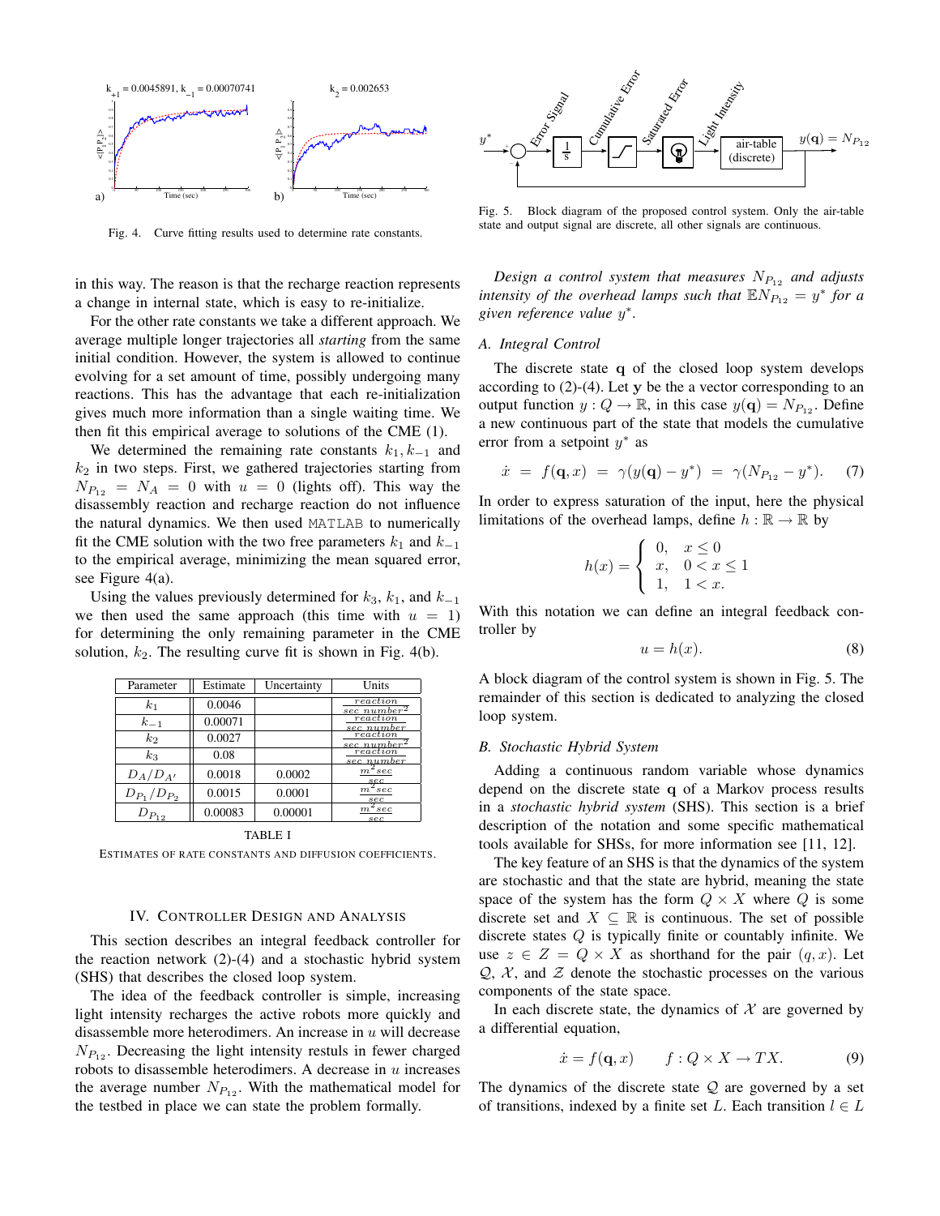Fig. 4. Curve fitting results used to determine rate constants.

in this way. The reason is that the recharge reaction represents a change in internal state, which is easy to re-initialize.

For the other rate constants we take a different approach. We average multiple longer trajectories all *starting* from the same initial condition. However, the system is allowed to continue evolving for a set amount of time, possibly undergoing many reactions. This has the advantage that each re-initialization gives much more information than a single waiting time. We then fit this empirical average to solutions of the CME (1).

We determined the remaining rate constants $k_1, k_{-1}$ and $k_2$ in two steps. First, we gathered trajectories starting from $N_{P_{12}} = N_A = 0$ with $u = 0$ (lights off). This way the disassembly reaction and recharge reaction do not influence the natural dynamics. We then used `MATLAB` to numerically fit the CME solution with the two free parameters $k_1$ and $k_{-1}$ to the empirical average, minimizing the mean squared error, see Figure 4(a).

Using the values previously determined for $k_3$, $k_1$, and $k_{-1}$ we then used the same approach (this time with $u = 1$) for determining the only remaining parameter in the CME solution, $k_2$. The resulting curve fit is shown in Fig. 4(b).

| Parameter | Estimate | Uncertainty | Units |
|---|---|---|---|
| $k_1$ | 0.0046 | | $\frac{reaction}{sec\ number^2}$ |
| $k_{-1}$ | 0.00071 | | $\frac{reaction}{sec\ number}$ |
| $k_2$ | 0.0027 | | $\frac{reaction}{sec\ number^2}$ |
| $k_3$ | 0.08 | | $\frac{reaction}{sec\ number}$ |
| $D_A/D_{A'}$ | 0.0018 | 0.0002 | $\frac{m^2 sec}{sec}$ |
| $D_{P_1}/D_{P_2}$ | 0.0015 | 0.0001 | $\frac{m^2 sec}{sec}$ |
| $D_{P_{12}}$ | 0.00083 | 0.00001 | $\frac{m^2 sec}{sec}$ |

TABLE I

ESTIMATES OF RATE CONSTANTS AND DIFFUSION COEFFICIENTS.

## IV. Controller Design and Analysis

This section describes an integral feedback controller for the reaction network (2)-(4) and a stochastic hybrid system (SHS) that describes the closed loop system.

The idea of the feedback controller is simple, increasing light intensity recharges the active robots more quickly and disassemble more heterodimers. An increase in $u$ will decrease $N_{P_{12}}$. Decreasing the light intensity restuls in fewer charged robots to disassemble heterodimers. A decrease in $u$ increases the average number $N_{P_{12}}$. With the mathematical model for the testbed in place we can state the problem formally.

Fig. 5. Block diagram of the proposed control system. Only the air-table state and output signal are discrete, all other signals are continuous.

*Design a control system that measures $N_{P_{12}}$ and adjusts intensity of the overhead lamps such that $\mathbb{E}N_{P_{12}} = y^*$ for a given reference value $y^*$.*

### A. Integral Control

The discrete state $\mathbf{q}$ of the closed loop system develops according to (2)-(4). Let $\mathbf{y}$ be the a vector corresponding to an output function $y : Q \to \mathbb{R}$, in this case $y(\mathbf{q}) = N_{P_{12}}$. Define a new continuous part of the state that models the cumulative error from a setpoint $y^*$ as

$$\dot{x} = f(\mathbf{q}, x) = \gamma(y(\mathbf{q}) - y^*) = \gamma(N_{P_{12}} - y^*). \quad (7)$$

In order to express saturation of the input, here the physical limitations of the overhead lamps, define $h : \mathbb{R} \to \mathbb{R}$ by

$$h(x) = \begin{cases} 0, & x \le 0 \\ x, & 0 < x \le 1 \\ 1, & 1 < x. \end{cases}$$

With this notation we can define an integral feedback controller by

$$u = h(x). \quad (8)$$

A block diagram of the control system is shown in Fig. 5. The remainder of this section is dedicated to analyzing the closed loop system.

### B. Stochastic Hybrid System

Adding a continuous random variable whose dynamics depend on the discrete state $\mathbf{q}$ of a Markov process results in a *stochastic hybrid system* (SHS). This section is a brief description of the notation and some specific mathematical tools available for SHSs, for more information see [11, 12].

The key feature of an SHS is that the dynamics of the system are stochastic and that the state are hybrid, meaning the state space of the system has the form $Q \times X$ where $Q$ is some discrete set and $X \subseteq \mathbb{R}$ is continuous. The set of possible discrete states $Q$ is typically finite or countably infinite. We use $z \in Z = Q \times X$ as shorthand for the pair $(q, x)$. Let $\mathcal{Q}$, $\mathcal{X}$, and $\mathcal{Z}$ denote the stochastic processes on the various components of the state space.

In each discrete state, the dynamics of $\mathcal{X}$ are governed by a differential equation,

$$\dot{x} = f(\mathbf{q}, x) \qquad f : Q \times X \to TX. \quad (9)$$

The dynamics of the discrete state $\mathcal{Q}$ are governed by a set of transitions, indexed by a finite set $L$. Each transition $l \in L$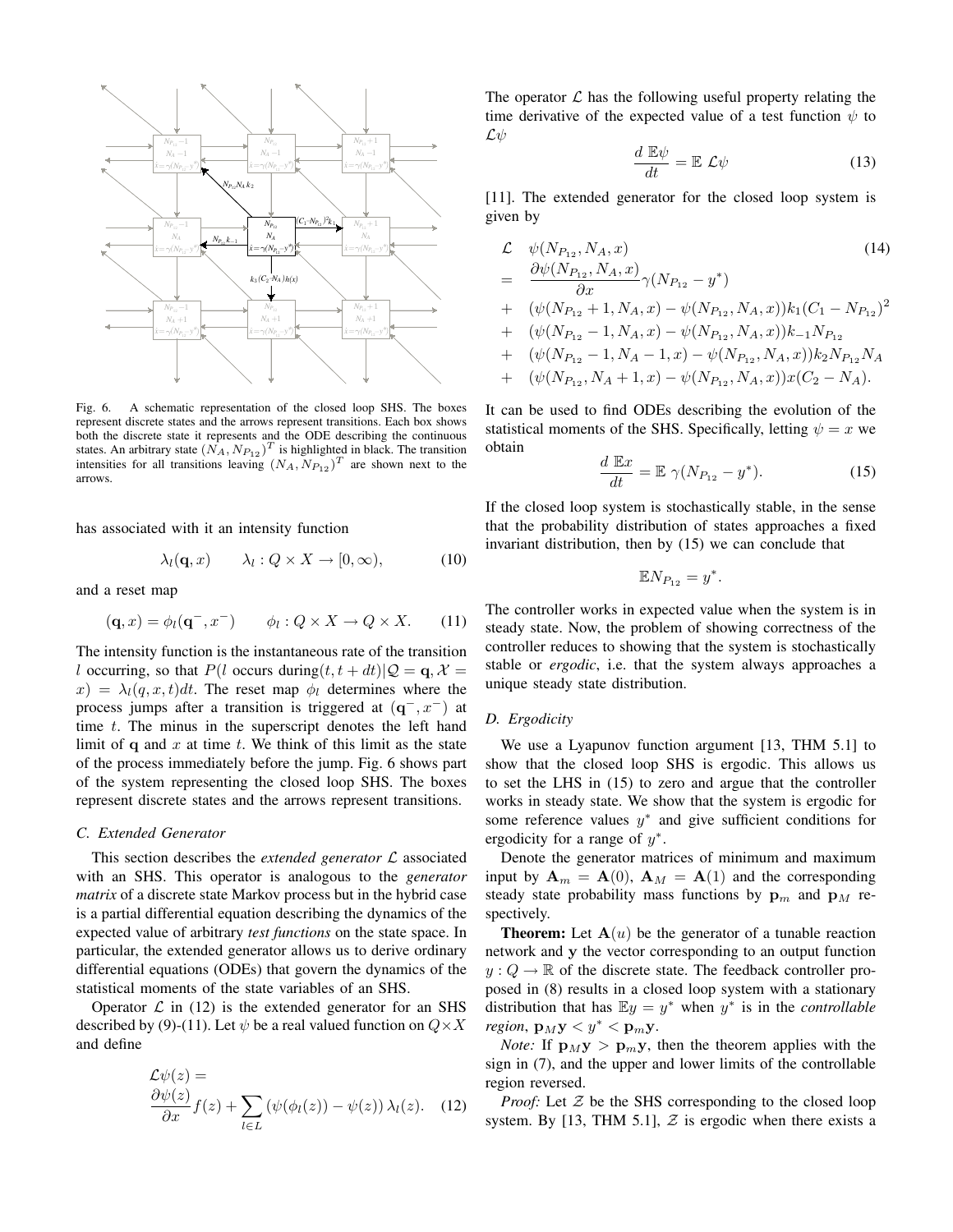Fig. 6. A schematic representation of the closed loop SHS. The boxes represent discrete states and the arrows represent transitions. Each box shows both the discrete state it represents and the ODE describing the continuous states. An arbitrary state $(N_A, N_{P_{12}})^T$ is highlighted in black. The transition intensities for all transitions leaving $(N_A, N_{P_{12}})^T$ are shown next to the arrows.

has associated with it an intensity function

$$\lambda_l(\mathbf{q}, x) \qquad \lambda_l : Q \times X \to [0, \infty), \tag{10}$$

and a reset map

$$(\mathbf{q}, x) = \phi_l(\mathbf{q}^-, x^-) \qquad \phi_l : Q \times X \to Q \times X. \tag{11}$$

The intensity function is the instantaneous rate of the transition $l$ occurring, so that $P(l \text{ occurs during}(t, t+dt) | \mathcal{Q} = \mathbf{q}, \mathcal{X} = x) = \lambda_l(q, x, t)dt$. The reset map $\phi_l$ determines where the process jumps after a transition is triggered at $(\mathbf{q}^-, x^-)$ at time $t$. The minus in the superscript denotes the left hand limit of $\mathbf{q}$ and $x$ at time $t$. We think of this limit as the state of the process immediately before the jump. Fig. 6 shows part of the system representing the closed loop SHS. The boxes represent discrete states and the arrows represent transitions.

### C. Extended Generator

This section describes the *extended generator* $\mathcal{L}$ associated with an SHS. This operator is analogous to the *generator matrix* of a discrete state Markov process but in the hybrid case is a partial differential equation describing the dynamics of the expected value of arbitrary *test functions* on the state space. In particular, the extended generator allows us to derive ordinary differential equations (ODEs) that govern the dynamics of the statistical moments of the state variables of an SHS.

Operator $\mathcal{L}$ in (12) is the extended generator for an SHS described by (9)-(11). Let $\psi$ be a real valued function on $Q \times X$ and define

$$\mathcal{L}\psi(z) = \frac{\partial \psi(z)}{\partial x} f(z) + \sum_{l \in L} \left(\psi(\phi_l(z)) - \psi(z)\right) \lambda_l(z). \tag{12}$$

The operator $\mathcal{L}$ has the following useful property relating the time derivative of the expected value of a test function $\psi$ to $\mathcal{L}\psi$

$$\frac{d\ \mathbb{E}\psi}{dt} = \mathbb{E}\ \mathcal{L}\psi \tag{13}$$

[11]. The extended generator for the closed loop system is given by

$$\begin{aligned}
\mathcal{L} \quad & \psi(N_{P_{12}}, N_A, x) \qquad (14)\\
= \quad & \frac{\partial \psi(N_{P_{12}}, N_A, x)}{\partial x} \gamma(N_{P_{12}} - y^*)\\
+ \quad & (\psi(N_{P_{12}}+1, N_A, x) - \psi(N_{P_{12}}, N_A, x)) k_1 (C_1 - N_{P_{12}})^2\\
+ \quad & (\psi(N_{P_{12}}-1, N_A, x) - \psi(N_{P_{12}}, N_A, x)) k_{-1} N_{P_{12}}\\
+ \quad & (\psi(N_{P_{12}}-1, N_A-1, x) - \psi(N_{P_{12}}, N_A, x)) k_2 N_{P_{12}} N_A\\
+ \quad & (\psi(N_{P_{12}}, N_A+1, x) - \psi(N_{P_{12}}, N_A, x)) x (C_2 - N_A).
\end{aligned}$$

It can be used to find ODEs describing the evolution of the statistical moments of the SHS. Specifically, letting $\psi = x$ we obtain

$$\frac{d\ \mathbb{E}x}{dt} = \mathbb{E}\ \gamma(N_{P_{12}} - y^*). \tag{15}$$

If the closed loop system is stochastically stable, in the sense that the probability distribution of states approaches a fixed invariant distribution, then by (15) we can conclude that

$$\mathbb{E}N_{P_{12}} = y^*.$$

The controller works in expected value when the system is in steady state. Now, the problem of showing correctness of the controller reduces to showing that the system is stochastically stable or *ergodic*, i.e. that the system always approaches a unique steady state distribution.

### D. Ergodicity

We use a Lyapunov function argument [13, THM 5.1] to show that the closed loop SHS is ergodic. This allows us to set the LHS in (15) to zero and argue that the controller works in steady state. We show that the system is ergodic for some reference values $y^*$ and give sufficient conditions for ergodicity for a range of $y^*$.

Denote the generator matrices of minimum and maximum input by $\mathbf{A}_m = \mathbf{A}(0)$, $\mathbf{A}_M = \mathbf{A}(1)$ and the corresponding steady state probability mass functions by $\mathbf{p}_m$ and $\mathbf{p}_M$ respectively.

**Theorem:** Let $\mathbf{A}(u)$ be the generator of a tunable reaction network and $\mathbf{y}$ the vector corresponding to an output function $y : Q \to \mathbb{R}$ of the discrete state. The feedback controller proposed in (8) results in a closed loop system with a stationary distribution that has $\mathbb{E}y = y^*$ when $y^*$ is in the *controllable region*, $\mathbf{p}_M\mathbf{y} < y^* < \mathbf{p}_m\mathbf{y}$.

*Note:* If $\mathbf{p}_M\mathbf{y} > \mathbf{p}_m\mathbf{y}$, then the theorem applies with the sign in (7), and the upper and lower limits of the controllable region reversed.

*Proof:* Let $\mathcal{Z}$ be the SHS corresponding to the closed loop system. By [13, THM 5.1], $\mathcal{Z}$ is ergodic when there exists a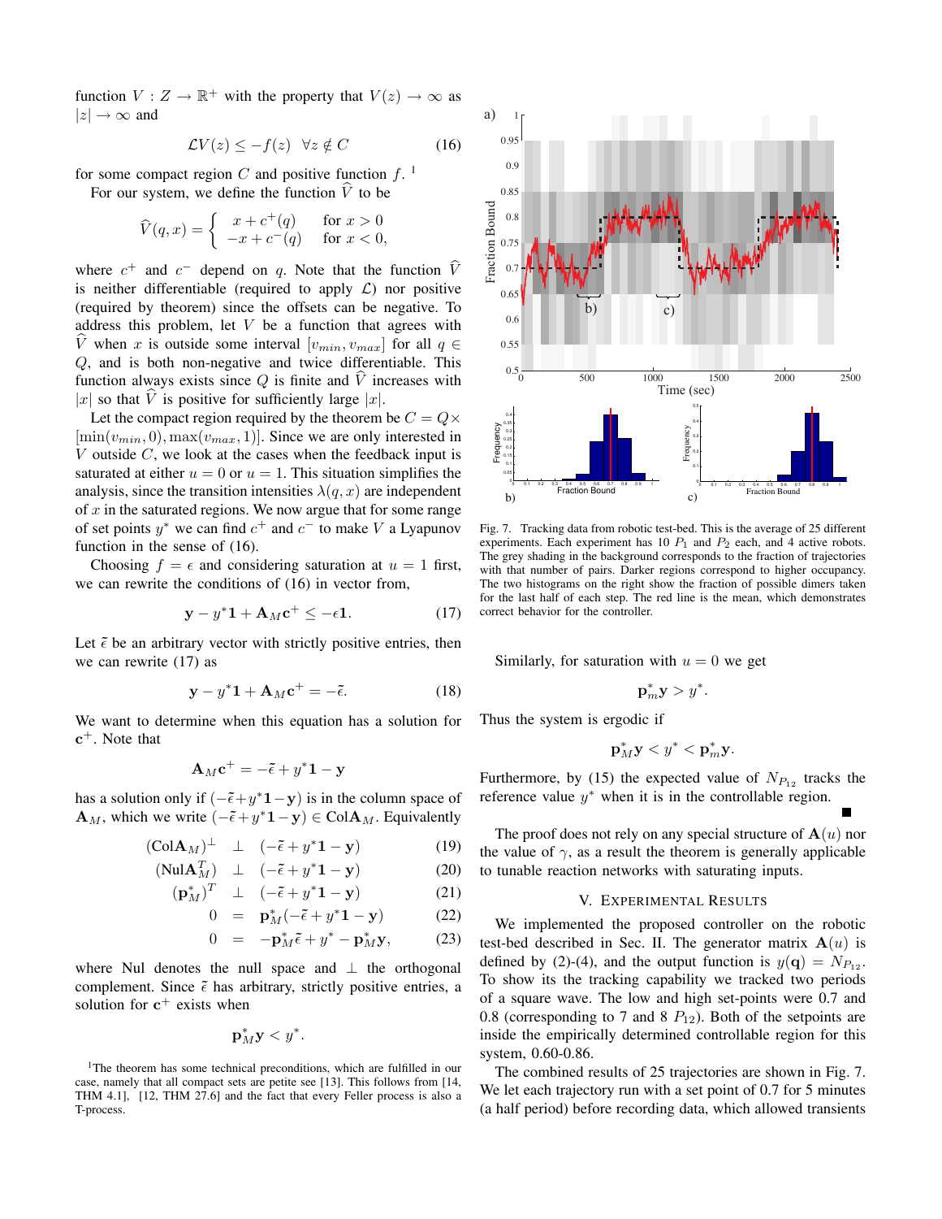function $V : Z \to \mathbb{R}^+$ with the property that $V(z) \to \infty$ as $|z| \to \infty$ and

$$\mathcal{L}V(z) \leq -f(z) \quad \forall z \notin C \tag{16}$$

for some compact region $C$ and positive function $f$. [1]

For our system, we define the function $\widehat{V}$ to be

$$\widehat{V}(q,x) = \begin{cases} x + c^+(q) & \text{for } x > 0 \\ -x + c^-(q) & \text{for } x < 0, \end{cases}$$

where $c^+$ and $c^-$ depend on $q$. Note that the function $\widehat{V}$ is neither differentiable (required to apply $\mathcal{L}$) nor positive (required by theorem) since the offsets can be negative. To address this problem, let $V$ be a function that agrees with $\widehat{V}$ when $x$ is outside some interval $[v_{min}, v_{max}]$ for all $q \in Q$, and is both non-negative and twice differentiable. This function always exists since $Q$ is finite and $\widehat{V}$ increases with $|x|$ so that $\widehat{V}$ is positive for sufficiently large $|x|$.

Let the compact region required by the theorem be $C = Q \times [\min(v_{min}, 0), \max(v_{max}, 1)]$. Since we are only interested in $V$ outside $C$, we look at the cases when the feedback input is saturated at either $u = 0$ or $u = 1$. This situation simplifies the analysis, since the transition intensities $\lambda(q, x)$ are independent of $x$ in the saturated regions. We now argue that for some range of set points $y^*$ we can find $c^+$ and $c^-$ to make $V$ a Lyapunov function in the sense of (16).

Choosing $f = \epsilon$ and considering saturation at $u = 1$ first, we can rewrite the conditions of (16) in vector from,

$$\mathbf{y} - y^*\mathbf{1} + \mathbf{A}_M \mathbf{c}^+ \leq -\epsilon \mathbf{1}. \tag{17}$$

Let $\tilde{\epsilon}$ be an arbitrary vector with strictly positive entries, then we can rewrite (17) as

$$\mathbf{y} - y^*\mathbf{1} + \mathbf{A}_M \mathbf{c}^+ = -\tilde{\epsilon}. \tag{18}$$

We want to determine when this equation has a solution for $\mathbf{c}^+$. Note that

$$\mathbf{A}_M \mathbf{c}^+ = -\tilde{\epsilon} + y^*\mathbf{1} - \mathbf{y}$$

has a solution only if $(-\tilde{\epsilon} + y^*\mathbf{1} - \mathbf{y})$ is in the column space of $\mathbf{A}_M$, which we write $(-\tilde{\epsilon} + y^*\mathbf{1} - \mathbf{y}) \in \text{Col}\mathbf{A}_M$. Equivalently

$$\begin{aligned}
(\text{Col}\mathbf{A}_M)^\perp &\perp (-\tilde{\epsilon} + y^*\mathbf{1} - \mathbf{y}) && (19)\\
(\text{Nul}\mathbf{A}_M^T) &\perp (-\tilde{\epsilon} + y^*\mathbf{1} - \mathbf{y}) && (20)\\
(\mathbf{p}_M^*)^T &\perp (-\tilde{\epsilon} + y^*\mathbf{1} - \mathbf{y}) && (21)\\
0 &= \mathbf{p}_M^*(-\tilde{\epsilon} + y^*\mathbf{1} - \mathbf{y}) && (22)\\
0 &= -\mathbf{p}_M^*\tilde{\epsilon} + y^* - \mathbf{p}_M^*\mathbf{y}, && (23)
\end{aligned}$$

where Nul denotes the null space and $\perp$ the orthogonal complement. Since $\tilde{\epsilon}$ has arbitrary, strictly positive entries, a solution for $\mathbf{c}^+$ exists when

$$\mathbf{p}_M^*\mathbf{y} < y^*.$$

[1] The theorem has some technical preconditions, which are fulfilled in our case, namely that all compact sets are petite see [13]. This follows from [14, THM 4.1], [12, THM 27.6] and the fact that every Feller process is also a T-process.

Fig. 7. Tracking data from robotic test-bed. This is the average of 25 different experiments. Each experiment has 10 $P_1$ and $P_2$ each, and 4 active robots. The grey shading in the background corresponds to the fraction of trajectories with that number of pairs. Darker regions correspond to higher occupancy. The two histograms on the right show the fraction of possible dimers taken for the last half of each step. The red line is the mean, which demonstrates correct behavior for the controller.

Similarly, for saturation with $u = 0$ we get

$$\mathbf{p}_m^*\mathbf{y} > y^*.$$

Thus the system is ergodic if

$$\mathbf{p}_M^*\mathbf{y} < y^* < \mathbf{p}_m^*\mathbf{y}.$$

Furthermore, by (15) the expected value of $N_{P_{12}}$ tracks the reference value $y^*$ when it is in the controllable region. ∎

The proof does not rely on any special structure of $\mathbf{A}(u)$ nor the value of $\gamma$, as a result the theorem is generally applicable to tunable reaction networks with saturating inputs.

## V. Experimental Results

We implemented the proposed controller on the robotic test-bed described in Sec. II. The generator matrix $\mathbf{A}(u)$ is defined by (2)-(4), and the output function is $y(\mathbf{q}) = N_{P_{12}}$. To show its the tracking capability we tracked two periods of a square wave. The low and high set-points were 0.7 and 0.8 (corresponding to 7 and 8 $P_{12}$). Both of the setpoints are inside the empirically determined controllable region for this system, 0.60-0.86.

The combined results of 25 trajectories are shown in Fig. 7. We let each trajectory run with a set point of 0.7 for 5 minutes (a half period) before recording data, which allowed transients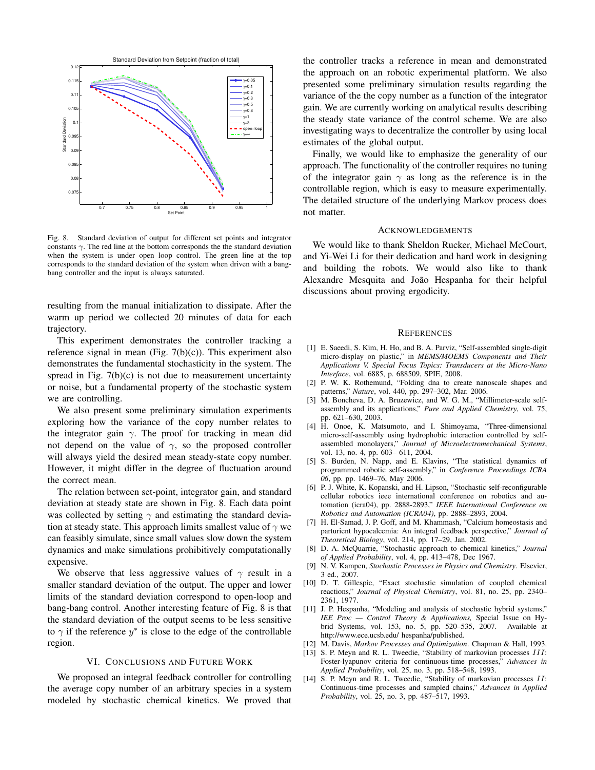Standard Deviation from Setpoint (fraction of total)

Standard Deviation

Set Point

0.12
0.115
0.11
0.105
0.1
0.095
0.09
0.085
0.08
0.075

0.7
0.75
0.8
0.85
0.9
0.95
1

γ=0.05
γ=0.1
γ=0.2
γ=0.3
γ=0.5
γ=0.8
γ=1
γ=3
open–loop
γ=∞

Fig. 8. Standard deviation of output for different set points and integrator constants $\gamma$. The red line at the bottom corresponds the the standard deviation when the system is under open loop control. The green line at the top corresponds to the standard deviation of the system when driven with a bang-bang controller and the input is always saturated.

resulting from the manual initialization to dissipate. After the warm up period we collected 20 minutes of data for each trajectory.

This experiment demonstrates the controller tracking a reference signal in mean (Fig. 7(b)(c)). This experiment also demonstrates the fundamental stochasticity in the system. The spread in Fig. 7(b)(c) is not due to measurement uncertainty or noise, but a fundamental property of the stochastic system we are controlling.

We also present some preliminary simulation experiments exploring how the variance of the copy number relates to the integrator gain $\gamma$. The proof for tracking in mean did not depend on the value of $\gamma$, so the proposed controller will always yield the desired mean steady-state copy number. However, it might differ in the degree of fluctuation around the correct mean.

The relation between set-point, integrator gain, and standard deviation at steady state are shown in Fig. 8. Each data point was collected by setting $\gamma$ and estimating the standard deviation at steady state. This approach limits smallest value of $\gamma$ we can feasibly simulate, since small values slow down the system dynamics and make simulations prohibitively computationally expensive.

We observe that less aggressive values of $\gamma$ result in a smaller standard deviation of the output. The upper and lower limits of the standard deviation correspond to open-loop and bang-bang control. Another interesting feature of Fig. 8 is that the standard deviation of the output seems to be less sensitive to $\gamma$ if the reference $y^*$ is close to the edge of the controllable region.

## VI. Conclusions and Future Work

We proposed an integral feedback controller for controlling the average copy number of an arbitrary species in a system modeled by stochastic chemical kinetics. We proved that the controller tracks a reference in mean and demonstrated the approach on an robotic experimental platform. We also presented some preliminary simulation results regarding the variance of the the copy number as a function of the integrator gain. We are currently working on analytical results describing the steady state variance of the control scheme. We are also investigating ways to decentralize the controller by using local estimates of the global output.

Finally, we would like to emphasize the generality of our approach. The functionality of the controller requires no tuning of the integrator gain $\gamma$ as long as the reference is in the controllable region, which is easy to measure experimentally. The detailed structure of the underlying Markov process does not matter.

## Acknowledgements

We would like to thank Sheldon Rucker, Michael McCourt, and Yi-Wei Li for their dedication and hard work in designing and building the robots. We would also like to thank Alexandre Mesquita and João Hespanha for their helpful discussions about proving ergodicity.

## References

[1] E. Saeedi, S. Kim, H. Ho, and B. A. Parviz, "Self-assembled single-digit micro-display on plastic," in *MEMS/MOEMS Components and Their Applications V. Special Focus Topics: Transducers at the Micro-Nano Interface*, vol. 6885, p. 688509, SPIE, 2008.

[2] P. W. K. Rothemund, "Folding dna to create nanoscale shapes and patterns," *Nature*, vol. 440, pp. 297–302, Mar. 2006.

[3] M. Boncheva, D. A. Bruzewicz, and W. G. M., "Millimeter-scale self-assembly and its applications," *Pure and Applied Chemistry*, vol. 75, pp. 621–630, 2003.

[4] H. Onoe, K. Matsumoto, and I. Shimoyama, "Three-dimensional micro-self-assembly using hydrophobic interaction controlled by self-assembled monolayers," *Journal of Microelectromechanical Systems*, vol. 13, no. 4, pp. 603– 611, 2004.

[5] S. Burden, N. Napp, and E. Klavins, "The statistical dynamics of programmed robotic self-assembly," in *Conference Proceedings ICRA 06*, pp. pp. 1469–76, May 2006.

[6] P. J. White, K. Kopanski, and H. Lipson, "Stochastic self-reconfigurable cellular robotics ieee international conference on robotics and automation (icra04), pp. 2888-2893," *IEEE International Conference on Robotics and Automation (ICRA04)*, pp. 2888–2893, 2004.

[7] H. El-Samad, J. P. Goff, and M. Khammash, "Calcium homeostasis and parturient hypocalcemia: An integral feedback perspective," *Journal of Theoretical Biology*, vol. 214, pp. 17–29, Jan. 2002.

[8] D. A. McQuarrie, "Stochastic approach to chemical kinetics," *Journal of Applied Probability*, vol. 4, pp. 413–478, Dec 1967.

[9] N. V. Kampen, *Stochastic Processes in Physics and Chemistry*. Elsevier, 3 ed., 2007.

[10] D. T. Gillespie, "Exact stochastic simulation of coupled chemical reactions," *Journal of Physical Chemistry*, vol. 81, no. 25, pp. 2340–2361, 1977.

[11] J. P. Hespanha, "Modeling and analysis of stochastic hybrid systems," *IEE Proc — Control Theory & Applications,* Special Issue on Hybrid Systems, vol. 153, no. 5, pp. 520–535, 2007. Available at http://www.ece.ucsb.edu/ hespanha/published.

[12] M. Davis, *Markov Processes and Optimization*. Chapman & Hall, 1993.

[13] S. P. Meyn and R. L. Tweedie, "Stability of markovian processes $III$: Foster-lyapunov criteria for continuous-time processes," *Advances in Applied Probability*, vol. 25, no. 3, pp. 518–548, 1993.

[14] S. P. Meyn and R. L. Tweedie, "Stability of markovian processes $II$: Continuous-time processes and sampled chains," *Advances in Applied Probability*, vol. 25, no. 3, pp. 487–517, 1993.